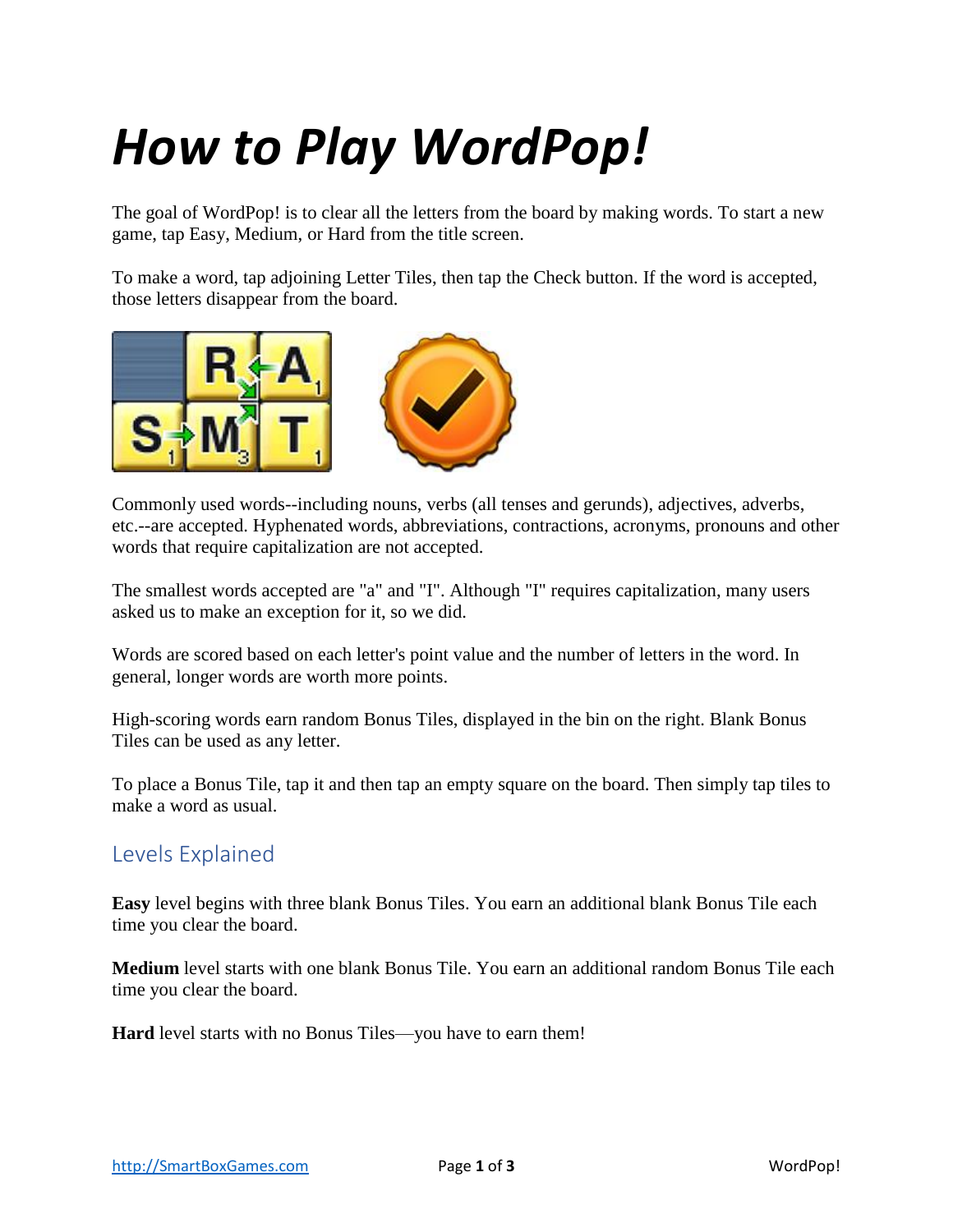# *How to Play WordPop!*

The goal of WordPop! is to clear all the letters from the board by making words. To start a new game, tap Easy, Medium, or Hard from the title screen.

To make a word, tap adjoining Letter Tiles, then tap the Check button. If the word is accepted, those letters disappear from the board.

Commonly used words--including nouns, verbs (all tenses and gerunds), adjectives, adverbs, etc.--are accepted. Hyphenated words, abbreviations, contractions, acronyms, pronouns and other words that require capitalization are not accepted.

The smallest words accepted are "a" and "I". Although "I" requires capitalization, many users asked us to make an exception for it, so we did.

Words are scored based on each letter's point value and the number of letters in the word. In general, longer words are worth more points.

High-scoring words earn random Bonus Tiles, displayed in the bin on the right. Blank Bonus Tiles can be used as any letter.

To place a Bonus Tile, tap it and then tap an empty square on the board. Then simply tap tiles to make a word as usual.

## Levels Explained

**Easy** level begins with three blank Bonus Tiles. You earn an additional blank Bonus Tile each time you clear the board.

**Medium** level starts with one blank Bonus Tile. You earn an additional random Bonus Tile each time you clear the board.

**Hard** level starts with no Bonus Tiles—you have to earn them!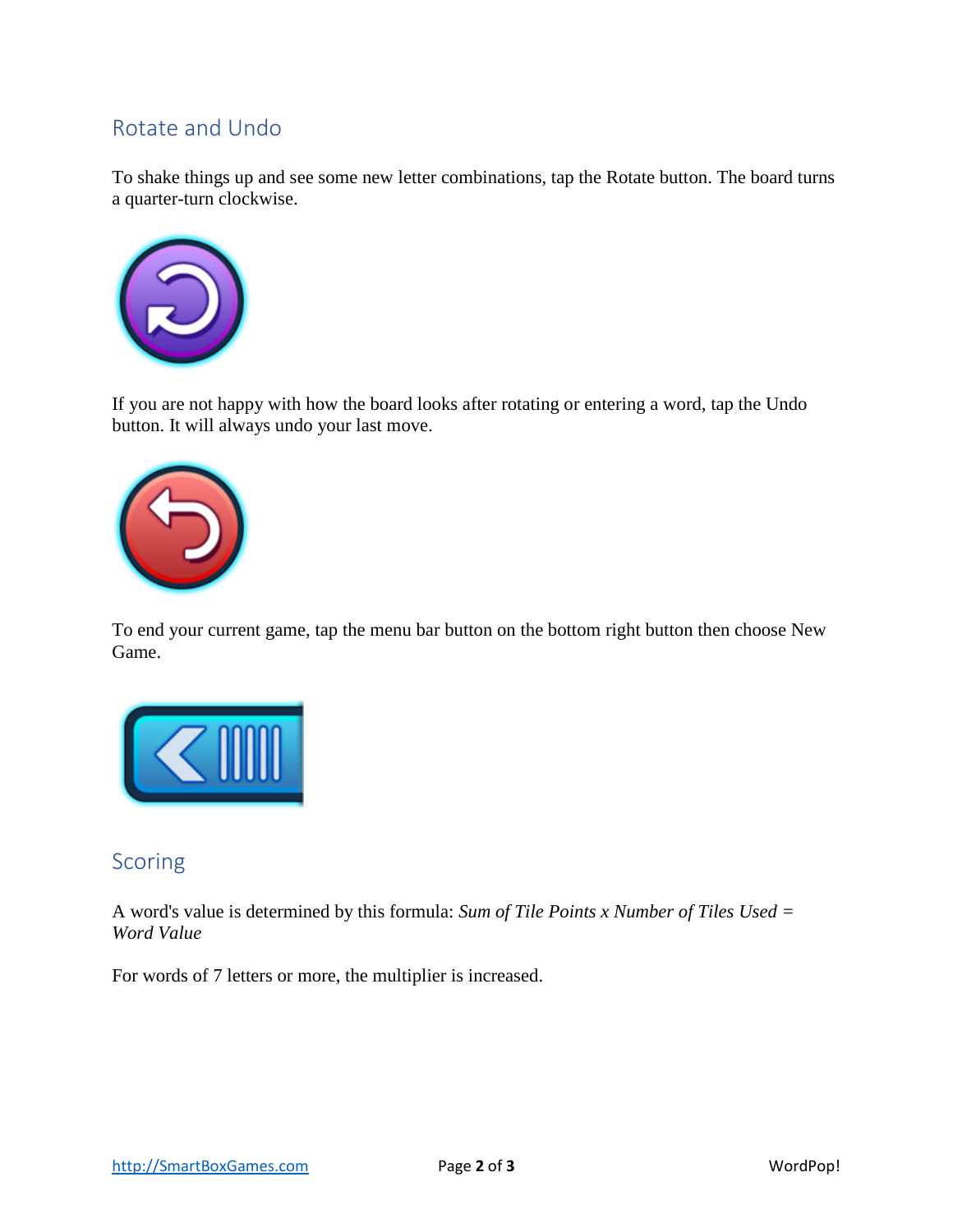## Rotate and Undo

To shake things up and see some new letter combinations, tap the Rotate button. The board turns a quarter-turn clockwise.

If you are not happy with how the board looks after rotating or entering a word, tap the Undo button. It will always undo your last move.

To end your current game, tap the menu bar button on the bottom right button then choose New Game.

## Scoring

A word's value is determined by this formula: *Sum of Tile Points x Number of Tiles Used = Word Value*

For words of 7 letters or more, the multiplier is increased.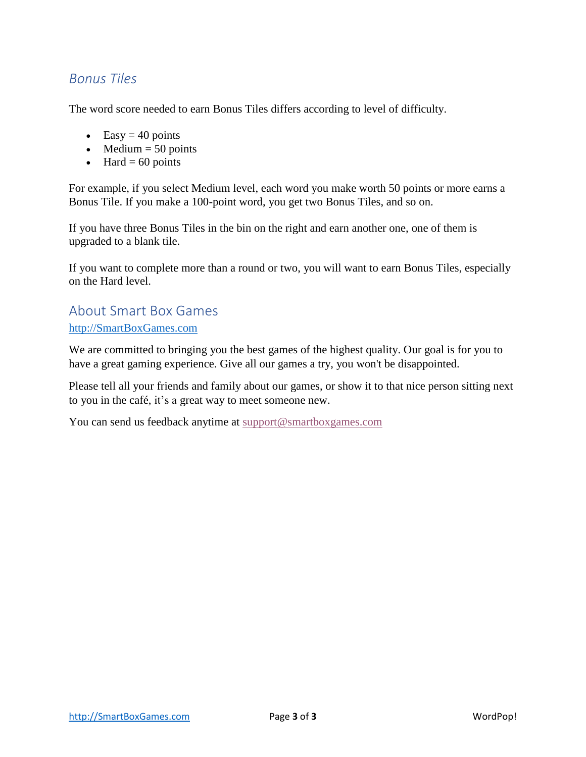## *Bonus Tiles*

The word score needed to earn Bonus Tiles differs according to level of difficulty.

- Easy = 40 points
- Medium = 50 points
- Hard = 60 points

For example, if you select Medium level, each word you make worth 50 points or more earns a Bonus Tile. If you make a 100-point word, you get two Bonus Tiles, and so on.

If you have three Bonus Tiles in the bin on the right and earn another one, one of them is upgraded to a blank tile.

If you want to complete more than a round or two, you will want to earn Bonus Tiles, especially on the Hard level.

## About Smart Box Games

[http://SmartBoxGames.com](http://SmartBoxGames.com)

We are committed to bringing you the best games of the highest quality. Our goal is for you to have a great gaming experience. Give all our games a try, you won't be disappointed.

Please tell all your friends and family about our games, or show it to that nice person sitting next to you in the café, it's a great way to meet someone new.

You can send us feedback anytime at [support@smartboxgames.com](mailto:support@smartboxgames.com)